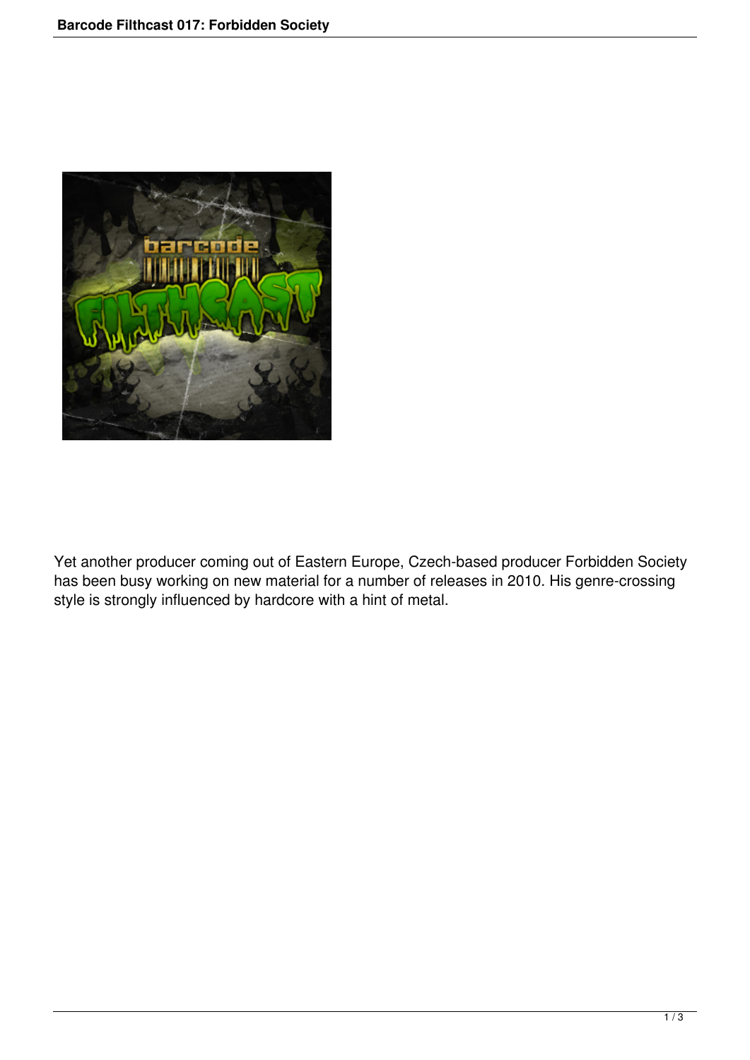# Barcode Filthcast 017: Forbidden Society

Yet another producer coming out of Eastern Europe, Czech-based producer Forbidden Society has been busy working on new material for a number of releases in 2010. His genre-crossing style is strongly influenced by hardcore with a hint of metal.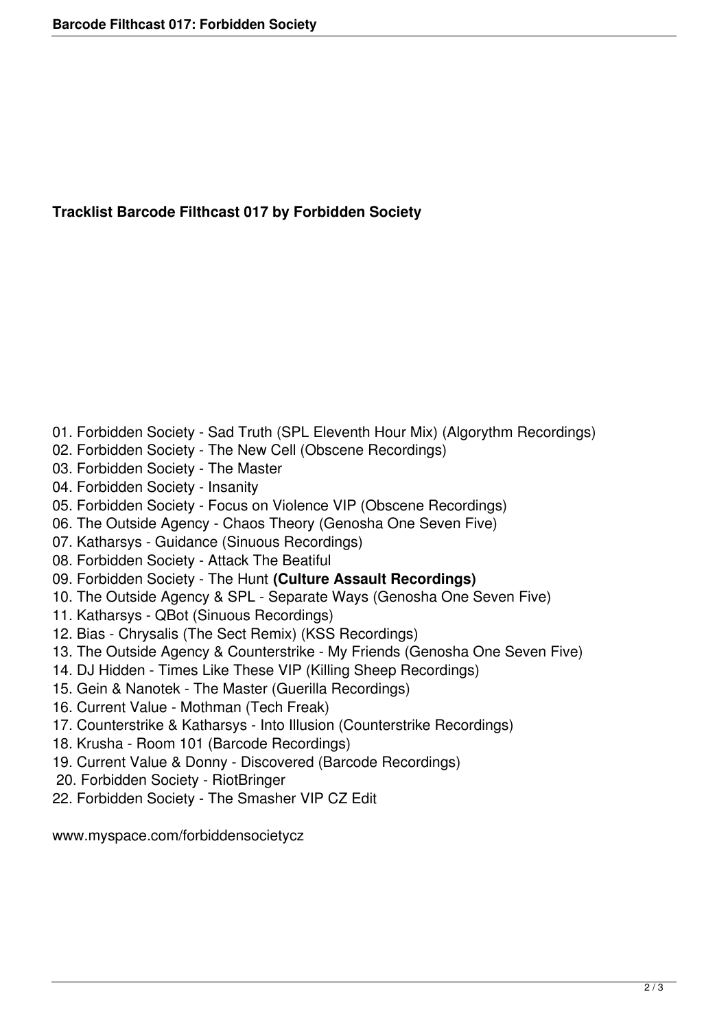**Tracklist Barcode Filthcast 017 by Forbidden Society**

01. Forbidden Society - Sad Truth (SPL Eleventh Hour Mix) (Algorythm Recordings)
02. Forbidden Society - The New Cell (Obscene Recordings)
03. Forbidden Society - The Master
04. Forbidden Society - Insanity
05. Forbidden Society - Focus on Violence VIP (Obscene Recordings)
06. The Outside Agency - Chaos Theory (Genosha One Seven Five)
07. Katharsys - Guidance (Sinuous Recordings)
08. Forbidden Society - Attack The Beatiful
09. Forbidden Society - The Hunt **(Culture Assault Recordings)**
10. The Outside Agency & SPL - Separate Ways (Genosha One Seven Five)
11. Katharsys - QBot (Sinuous Recordings)
12. Bias - Chrysalis (The Sect Remix) (KSS Recordings)
13. The Outside Agency & Counterstrike - My Friends (Genosha One Seven Five)
14. DJ Hidden - Times Like These VIP (Killing Sheep Recordings)
15. Gein & Nanotek - The Master (Guerilla Recordings)
16. Current Value - Mothman (Tech Freak)
17. Counterstrike & Katharsys - Into Illusion (Counterstrike Recordings)
18. Krusha - Room 101 (Barcode Recordings)
19. Current Value & Donny - Discovered (Barcode Recordings)
20. Forbidden Society - RiotBringer
22. Forbidden Society - The Smasher VIP CZ Edit

www.myspace.com/forbiddensocietycz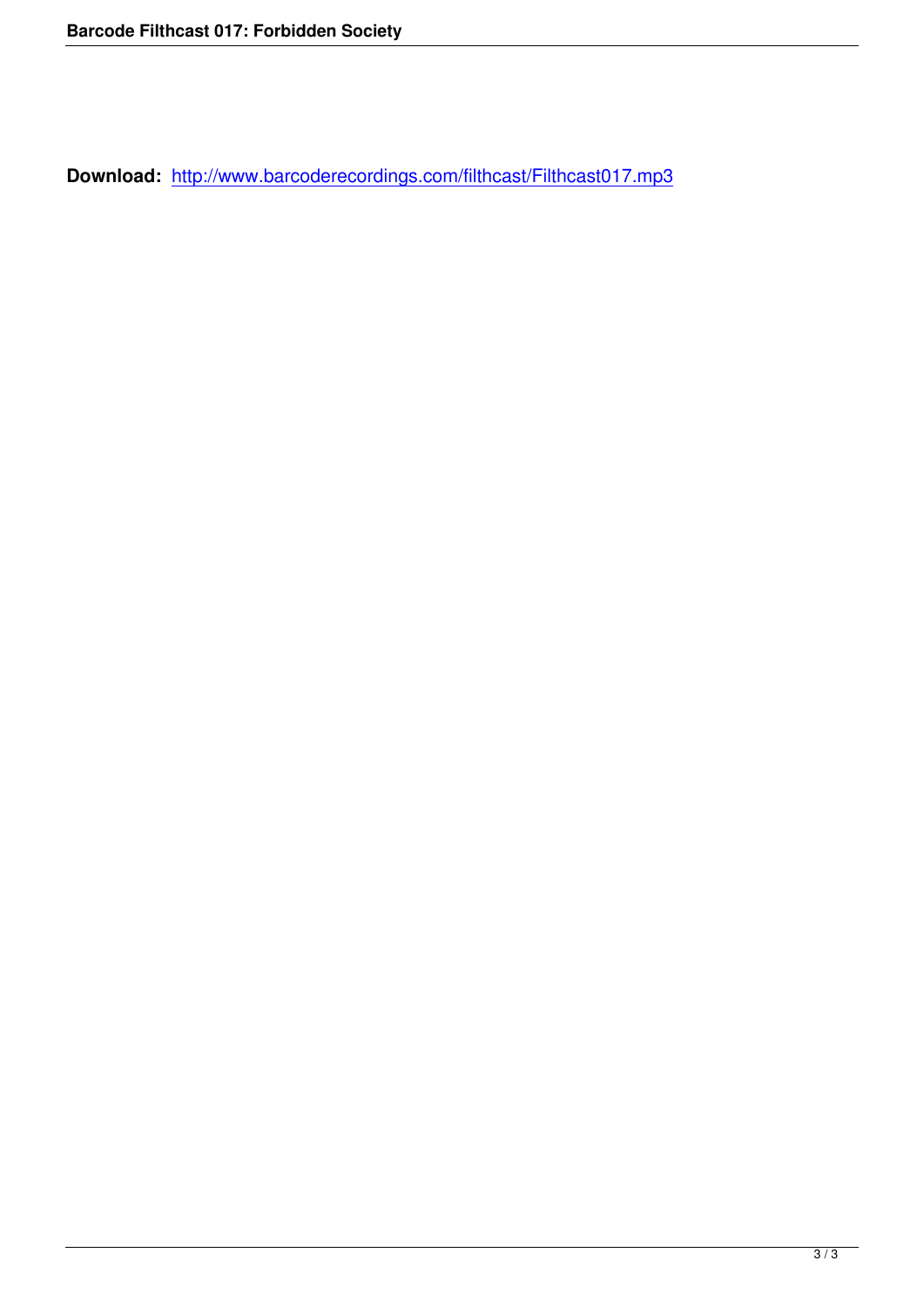**Download:** http://www.barcoderecordings.com/filthcast/Filthcast017.mp3